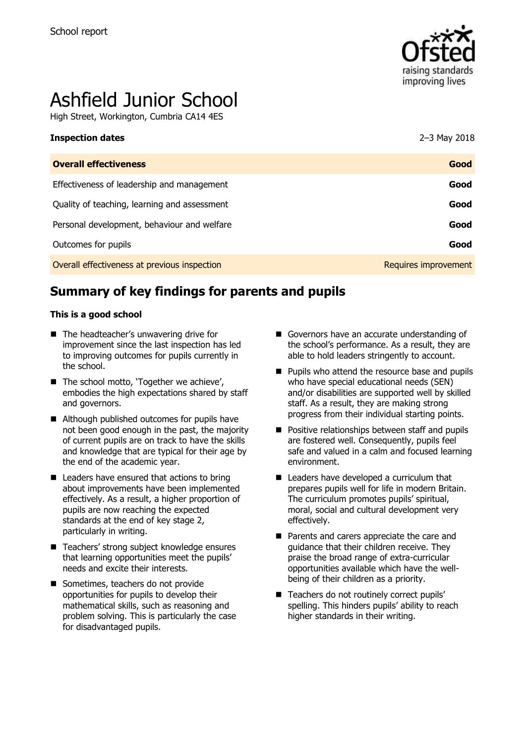School report

# Ashfield Junior School

High Street, Workington, Cumbria CA14 4ES

| **Inspection dates** | 2–3 May 2018 |
| --- | --- |
| **Overall effectiveness** | **Good** |
| Effectiveness of leadership and management | **Good** |
| Quality of teaching, learning and assessment | **Good** |
| Personal development, behaviour and welfare | **Good** |
| Outcomes for pupils | **Good** |
| Overall effectiveness at previous inspection | Requires improvement |

## Summary of key findings for parents and pupils

**This is a good school**

- The headteacher's unwavering drive for improvement since the last inspection has led to improving outcomes for pupils currently in the school.
- The school motto, 'Together we achieve', embodies the high expectations shared by staff and governors.
- Although published outcomes for pupils have not been good enough in the past, the majority of current pupils are on track to have the skills and knowledge that are typical for their age by the end of the academic year.
- Leaders have ensured that actions to bring about improvements have been implemented effectively. As a result, a higher proportion of pupils are now reaching the expected standards at the end of key stage 2, particularly in writing.
- Teachers' strong subject knowledge ensures that learning opportunities meet the pupils' needs and excite their interests.
- Sometimes, teachers do not provide opportunities for pupils to develop their mathematical skills, such as reasoning and problem solving. This is particularly the case for disadvantaged pupils.
- Governors have an accurate understanding of the school's performance. As a result, they are able to hold leaders stringently to account.
- Pupils who attend the resource base and pupils who have special educational needs (SEN) and/or disabilities are supported well by skilled staff. As a result, they are making strong progress from their individual starting points.
- Positive relationships between staff and pupils are fostered well. Consequently, pupils feel safe and valued in a calm and focused learning environment.
- Leaders have developed a curriculum that prepares pupils well for life in modern Britain. The curriculum promotes pupils' spiritual, moral, social and cultural development very effectively.
- Parents and carers appreciate the care and guidance that their children receive. They praise the broad range of extra-curricular opportunities available which have the well-being of their children as a priority.
- Teachers do not routinely correct pupils' spelling. This hinders pupils' ability to reach higher standards in their writing.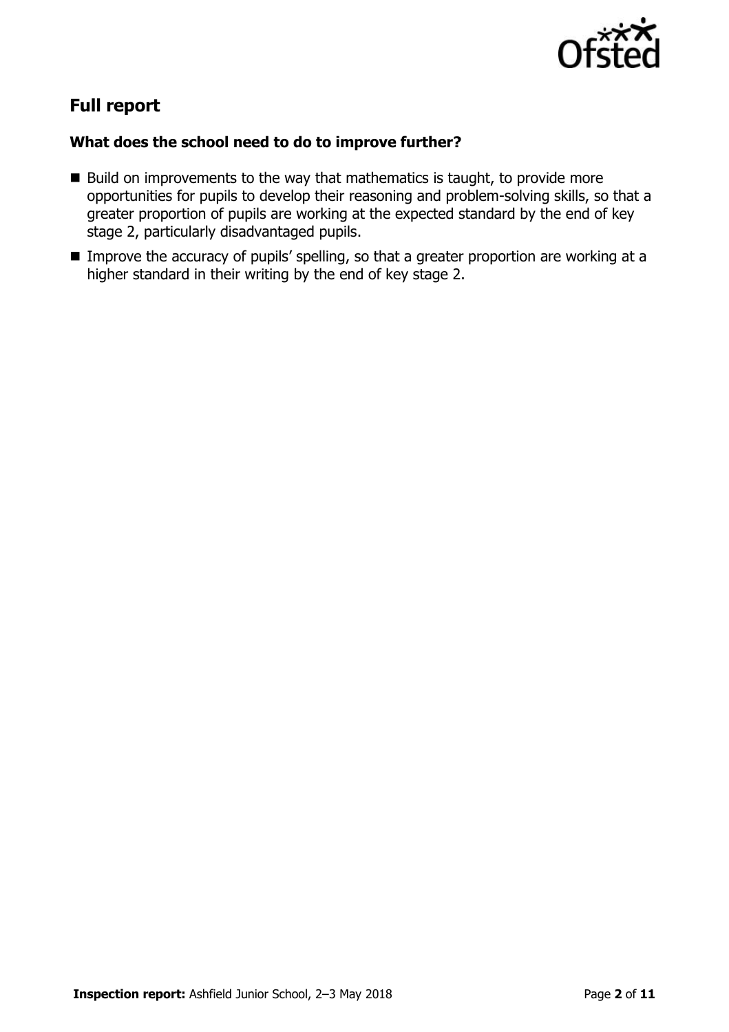## Full report

### What does the school need to do to improve further?

- Build on improvements to the way that mathematics is taught, to provide more opportunities for pupils to develop their reasoning and problem-solving skills, so that a greater proportion of pupils are working at the expected standard by the end of key stage 2, particularly disadvantaged pupils.
- Improve the accuracy of pupils' spelling, so that a greater proportion are working at a higher standard in their writing by the end of key stage 2.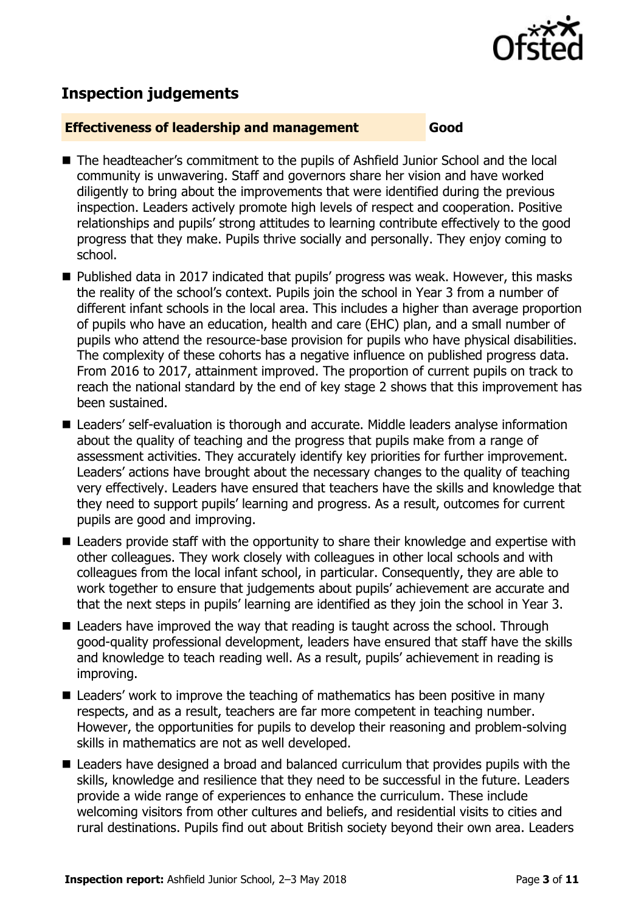## Inspection judgements

**Effectiveness of leadership and management** **Good**

- The headteacher's commitment to the pupils of Ashfield Junior School and the local community is unwavering. Staff and governors share her vision and have worked diligently to bring about the improvements that were identified during the previous inspection. Leaders actively promote high levels of respect and cooperation. Positive relationships and pupils' strong attitudes to learning contribute effectively to the good progress that they make. Pupils thrive socially and personally. They enjoy coming to school.
- Published data in 2017 indicated that pupils' progress was weak. However, this masks the reality of the school's context. Pupils join the school in Year 3 from a number of different infant schools in the local area. This includes a higher than average proportion of pupils who have an education, health and care (EHC) plan, and a small number of pupils who attend the resource-base provision for pupils who have physical disabilities. The complexity of these cohorts has a negative influence on published progress data. From 2016 to 2017, attainment improved. The proportion of current pupils on track to reach the national standard by the end of key stage 2 shows that this improvement has been sustained.
- Leaders' self-evaluation is thorough and accurate. Middle leaders analyse information about the quality of teaching and the progress that pupils make from a range of assessment activities. They accurately identify key priorities for further improvement. Leaders' actions have brought about the necessary changes to the quality of teaching very effectively. Leaders have ensured that teachers have the skills and knowledge that they need to support pupils' learning and progress. As a result, outcomes for current pupils are good and improving.
- Leaders provide staff with the opportunity to share their knowledge and expertise with other colleagues. They work closely with colleagues in other local schools and with colleagues from the local infant school, in particular. Consequently, they are able to work together to ensure that judgements about pupils' achievement are accurate and that the next steps in pupils' learning are identified as they join the school in Year 3.
- Leaders have improved the way that reading is taught across the school. Through good-quality professional development, leaders have ensured that staff have the skills and knowledge to teach reading well. As a result, pupils' achievement in reading is improving.
- Leaders' work to improve the teaching of mathematics has been positive in many respects, and as a result, teachers are far more competent in teaching number. However, the opportunities for pupils to develop their reasoning and problem-solving skills in mathematics are not as well developed.
- Leaders have designed a broad and balanced curriculum that provides pupils with the skills, knowledge and resilience that they need to be successful in the future. Leaders provide a wide range of experiences to enhance the curriculum. These include welcoming visitors from other cultures and beliefs, and residential visits to cities and rural destinations. Pupils find out about British society beyond their own area. Leaders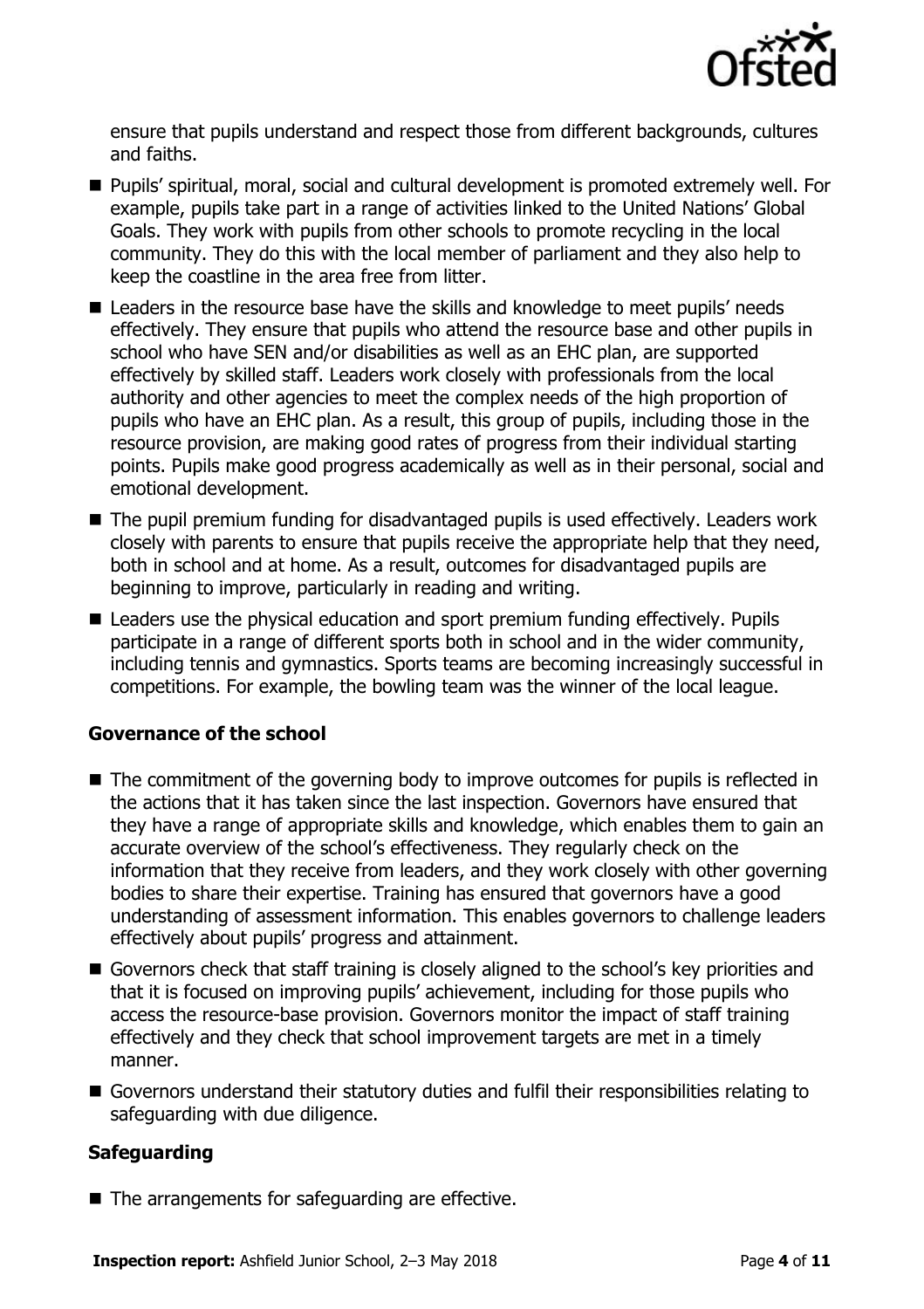ensure that pupils understand and respect those from different backgrounds, cultures and faiths.

- Pupils' spiritual, moral, social and cultural development is promoted extremely well. For example, pupils take part in a range of activities linked to the United Nations' Global Goals. They work with pupils from other schools to promote recycling in the local community. They do this with the local member of parliament and they also help to keep the coastline in the area free from litter.
- Leaders in the resource base have the skills and knowledge to meet pupils' needs effectively. They ensure that pupils who attend the resource base and other pupils in school who have SEN and/or disabilities as well as an EHC plan, are supported effectively by skilled staff. Leaders work closely with professionals from the local authority and other agencies to meet the complex needs of the high proportion of pupils who have an EHC plan. As a result, this group of pupils, including those in the resource provision, are making good rates of progress from their individual starting points. Pupils make good progress academically as well as in their personal, social and emotional development.
- The pupil premium funding for disadvantaged pupils is used effectively. Leaders work closely with parents to ensure that pupils receive the appropriate help that they need, both in school and at home. As a result, outcomes for disadvantaged pupils are beginning to improve, particularly in reading and writing.
- Leaders use the physical education and sport premium funding effectively. Pupils participate in a range of different sports both in school and in the wider community, including tennis and gymnastics. Sports teams are becoming increasingly successful in competitions. For example, the bowling team was the winner of the local league.

### Governance of the school

- The commitment of the governing body to improve outcomes for pupils is reflected in the actions that it has taken since the last inspection. Governors have ensured that they have a range of appropriate skills and knowledge, which enables them to gain an accurate overview of the school's effectiveness. They regularly check on the information that they receive from leaders, and they work closely with other governing bodies to share their expertise. Training has ensured that governors have a good understanding of assessment information. This enables governors to challenge leaders effectively about pupils' progress and attainment.
- Governors check that staff training is closely aligned to the school's key priorities and that it is focused on improving pupils' achievement, including for those pupils who access the resource-base provision. Governors monitor the impact of staff training effectively and they check that school improvement targets are met in a timely manner.
- Governors understand their statutory duties and fulfil their responsibilities relating to safeguarding with due diligence.

### Safeguarding

- The arrangements for safeguarding are effective.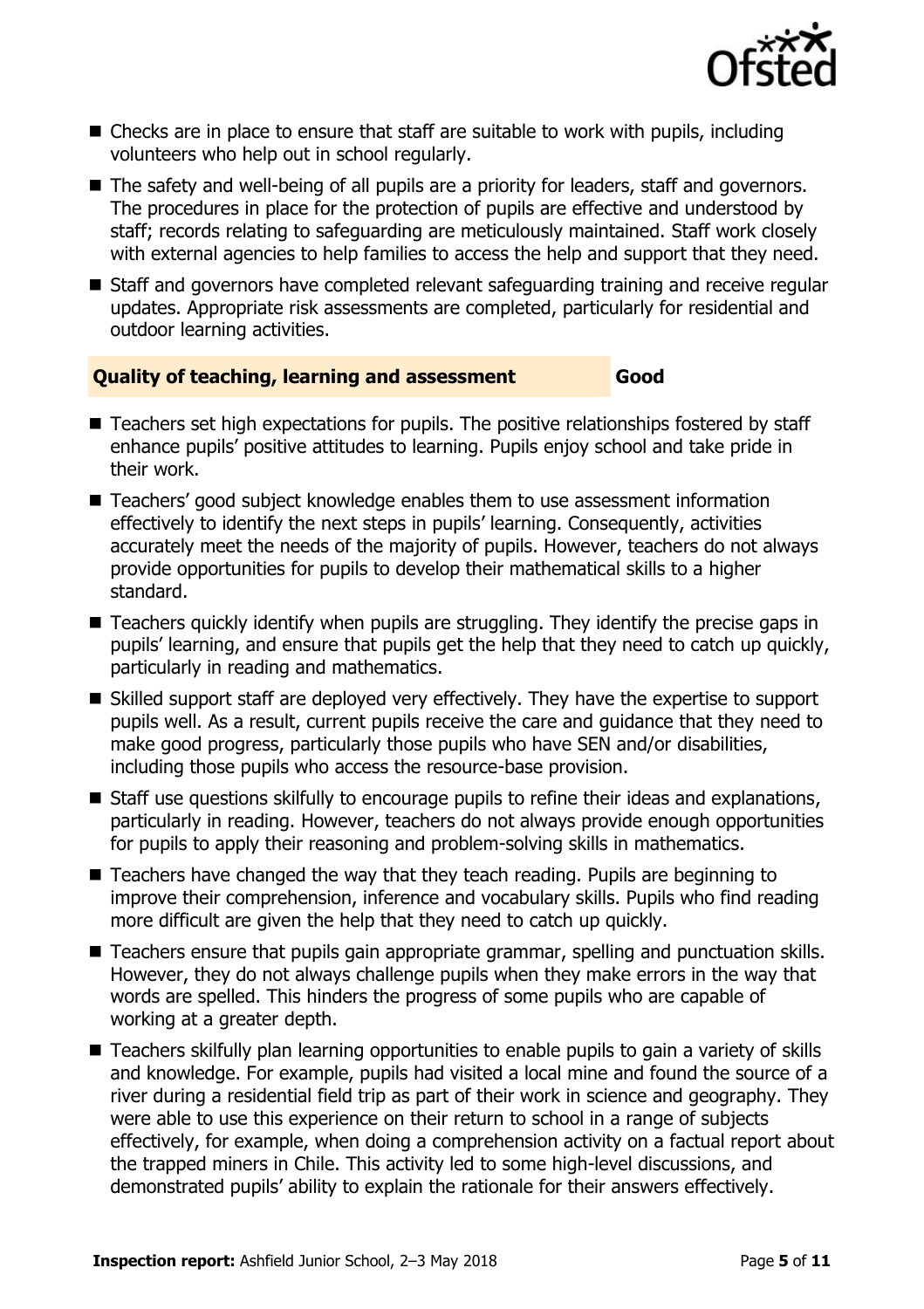- Checks are in place to ensure that staff are suitable to work with pupils, including volunteers who help out in school regularly.
- The safety and well-being of all pupils are a priority for leaders, staff and governors. The procedures in place for the protection of pupils are effective and understood by staff; records relating to safeguarding are meticulously maintained. Staff work closely with external agencies to help families to access the help and support that they need.
- Staff and governors have completed relevant safeguarding training and receive regular updates. Appropriate risk assessments are completed, particularly for residential and outdoor learning activities.

### Quality of teaching, learning and assessment — Good

- Teachers set high expectations for pupils. The positive relationships fostered by staff enhance pupils' positive attitudes to learning. Pupils enjoy school and take pride in their work.
- Teachers' good subject knowledge enables them to use assessment information effectively to identify the next steps in pupils' learning. Consequently, activities accurately meet the needs of the majority of pupils. However, teachers do not always provide opportunities for pupils to develop their mathematical skills to a higher standard.
- Teachers quickly identify when pupils are struggling. They identify the precise gaps in pupils' learning, and ensure that pupils get the help that they need to catch up quickly, particularly in reading and mathematics.
- Skilled support staff are deployed very effectively. They have the expertise to support pupils well. As a result, current pupils receive the care and guidance that they need to make good progress, particularly those pupils who have SEN and/or disabilities, including those pupils who access the resource-base provision.
- Staff use questions skilfully to encourage pupils to refine their ideas and explanations, particularly in reading. However, teachers do not always provide enough opportunities for pupils to apply their reasoning and problem-solving skills in mathematics.
- Teachers have changed the way that they teach reading. Pupils are beginning to improve their comprehension, inference and vocabulary skills. Pupils who find reading more difficult are given the help that they need to catch up quickly.
- Teachers ensure that pupils gain appropriate grammar, spelling and punctuation skills. However, they do not always challenge pupils when they make errors in the way that words are spelled. This hinders the progress of some pupils who are capable of working at a greater depth.
- Teachers skilfully plan learning opportunities to enable pupils to gain a variety of skills and knowledge. For example, pupils had visited a local mine and found the source of a river during a residential field trip as part of their work in science and geography. They were able to use this experience on their return to school in a range of subjects effectively, for example, when doing a comprehension activity on a factual report about the trapped miners in Chile. This activity led to some high-level discussions, and demonstrated pupils' ability to explain the rationale for their answers effectively.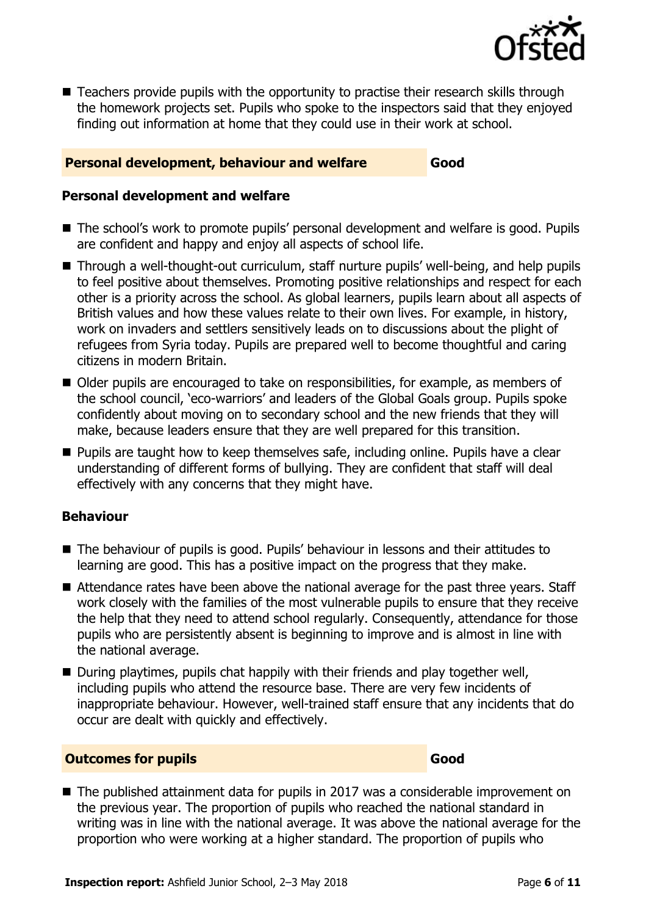- Teachers provide pupils with the opportunity to practise their research skills through the homework projects set. Pupils who spoke to the inspectors said that they enjoyed finding out information at home that they could use in their work at school.

## Personal development, behaviour and welfare — Good

### Personal development and welfare

- The school's work to promote pupils' personal development and welfare is good. Pupils are confident and happy and enjoy all aspects of school life.
- Through a well-thought-out curriculum, staff nurture pupils' well-being, and help pupils to feel positive about themselves. Promoting positive relationships and respect for each other is a priority across the school. As global learners, pupils learn about all aspects of British values and how these values relate to their own lives. For example, in history, work on invaders and settlers sensitively leads on to discussions about the plight of refugees from Syria today. Pupils are prepared well to become thoughtful and caring citizens in modern Britain.
- Older pupils are encouraged to take on responsibilities, for example, as members of the school council, 'eco-warriors' and leaders of the Global Goals group. Pupils spoke confidently about moving on to secondary school and the new friends that they will make, because leaders ensure that they are well prepared for this transition.
- Pupils are taught how to keep themselves safe, including online. Pupils have a clear understanding of different forms of bullying. They are confident that staff will deal effectively with any concerns that they might have.

### Behaviour

- The behaviour of pupils is good. Pupils' behaviour in lessons and their attitudes to learning are good. This has a positive impact on the progress that they make.
- Attendance rates have been above the national average for the past three years. Staff work closely with the families of the most vulnerable pupils to ensure that they receive the help that they need to attend school regularly. Consequently, attendance for those pupils who are persistently absent is beginning to improve and is almost in line with the national average.
- During playtimes, pupils chat happily with their friends and play together well, including pupils who attend the resource base. There are very few incidents of inappropriate behaviour. However, well-trained staff ensure that any incidents that do occur are dealt with quickly and effectively.

## Outcomes for pupils — Good

- The published attainment data for pupils in 2017 was a considerable improvement on the previous year. The proportion of pupils who reached the national standard in writing was in line with the national average. It was above the national average for the proportion who were working at a higher standard. The proportion of pupils who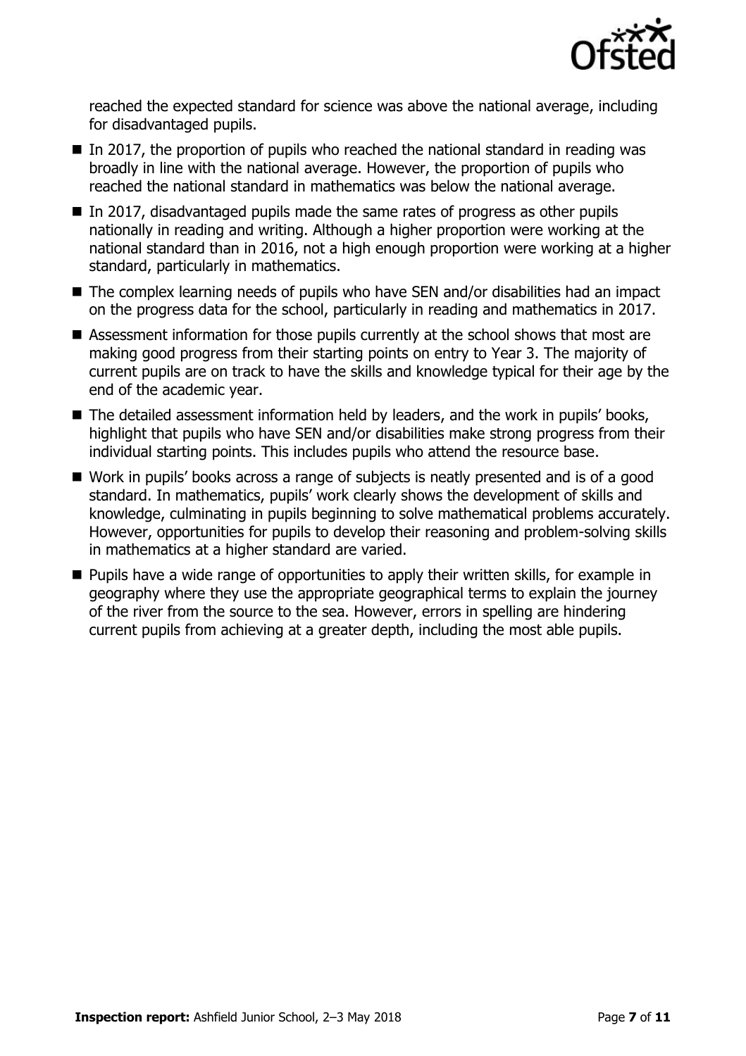reached the expected standard for science was above the national average, including for disadvantaged pupils.

- In 2017, the proportion of pupils who reached the national standard in reading was broadly in line with the national average. However, the proportion of pupils who reached the national standard in mathematics was below the national average.
- In 2017, disadvantaged pupils made the same rates of progress as other pupils nationally in reading and writing. Although a higher proportion were working at the national standard than in 2016, not a high enough proportion were working at a higher standard, particularly in mathematics.
- The complex learning needs of pupils who have SEN and/or disabilities had an impact on the progress data for the school, particularly in reading and mathematics in 2017.
- Assessment information for those pupils currently at the school shows that most are making good progress from their starting points on entry to Year 3. The majority of current pupils are on track to have the skills and knowledge typical for their age by the end of the academic year.
- The detailed assessment information held by leaders, and the work in pupils' books, highlight that pupils who have SEN and/or disabilities make strong progress from their individual starting points. This includes pupils who attend the resource base.
- Work in pupils' books across a range of subjects is neatly presented and is of a good standard. In mathematics, pupils' work clearly shows the development of skills and knowledge, culminating in pupils beginning to solve mathematical problems accurately. However, opportunities for pupils to develop their reasoning and problem-solving skills in mathematics at a higher standard are varied.
- Pupils have a wide range of opportunities to apply their written skills, for example in geography where they use the appropriate geographical terms to explain the journey of the river from the source to the sea. However, errors in spelling are hindering current pupils from achieving at a greater depth, including the most able pupils.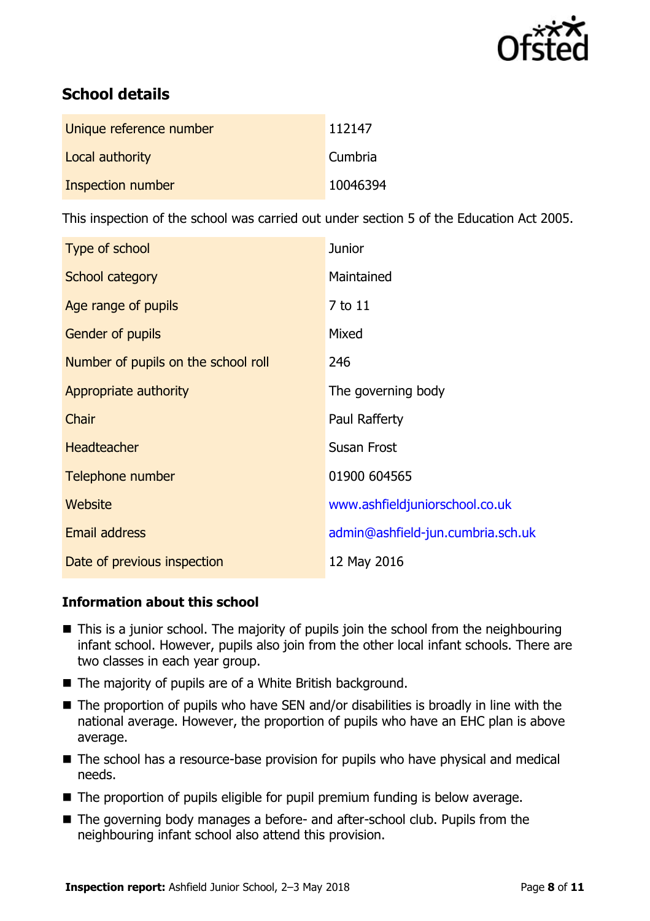## School details

| | |
|---|---|
| Unique reference number | 112147 |
| Local authority | Cumbria |
| Inspection number | 10046394 |

This inspection of the school was carried out under section 5 of the Education Act 2005.

| | |
|---|---|
| Type of school | Junior |
| School category | Maintained |
| Age range of pupils | 7 to 11 |
| Gender of pupils | Mixed |
| Number of pupils on the school roll | 246 |
| Appropriate authority | The governing body |
| Chair | Paul Rafferty |
| Headteacher | Susan Frost |
| Telephone number | 01900 604565 |
| Website | www.ashfieldjuniorschool.co.uk |
| Email address | admin@ashfield-jun.cumbria.sch.uk |
| Date of previous inspection | 12 May 2016 |

### Information about this school

- This is a junior school. The majority of pupils join the school from the neighbouring infant school. However, pupils also join from the other local infant schools. There are two classes in each year group.
- The majority of pupils are of a White British background.
- The proportion of pupils who have SEN and/or disabilities is broadly in line with the national average. However, the proportion of pupils who have an EHC plan is above average.
- The school has a resource-base provision for pupils who have physical and medical needs.
- The proportion of pupils eligible for pupil premium funding is below average.
- The governing body manages a before- and after-school club. Pupils from the neighbouring infant school also attend this provision.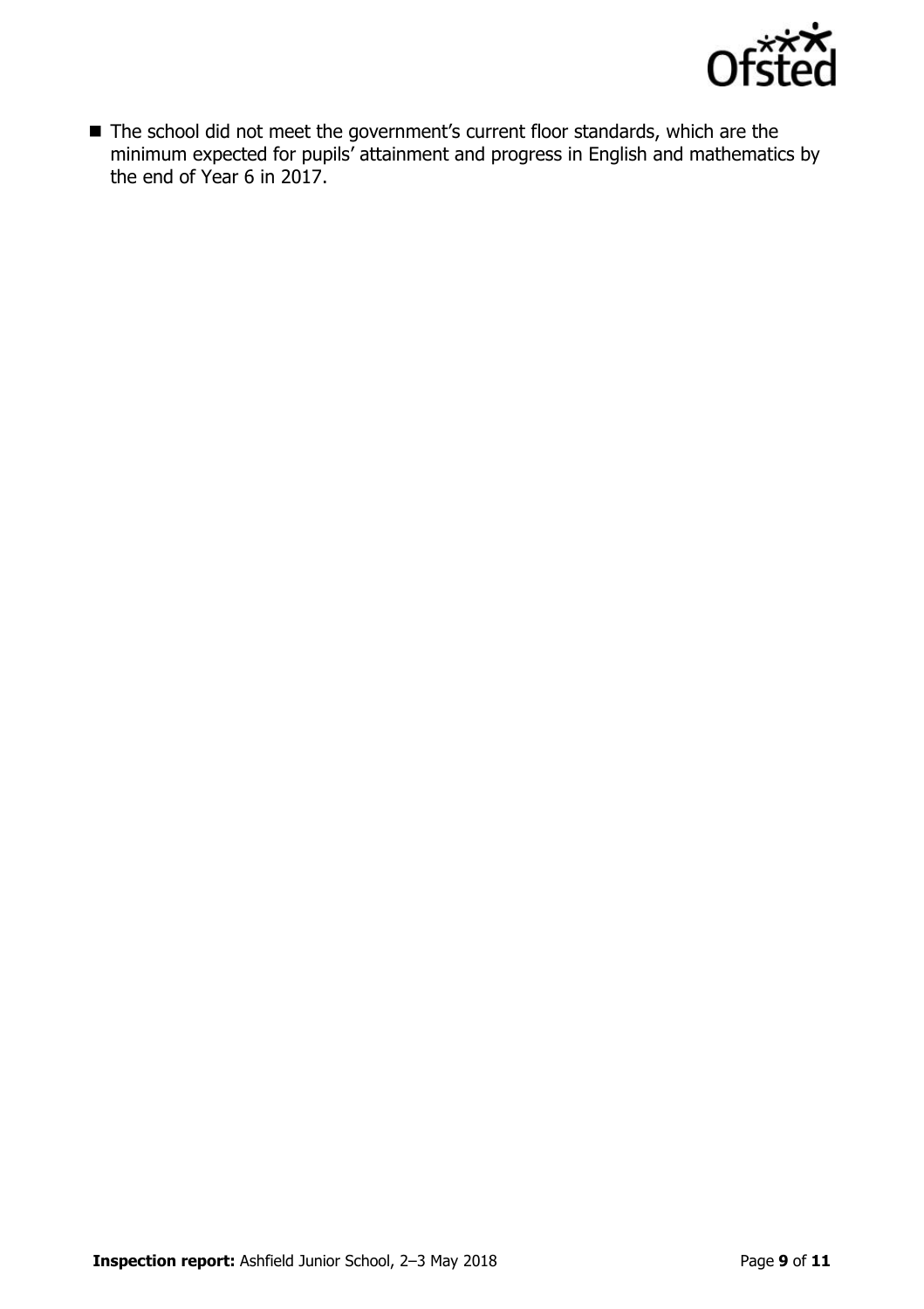- The school did not meet the government's current floor standards, which are the minimum expected for pupils' attainment and progress in English and mathematics by the end of Year 6 in 2017.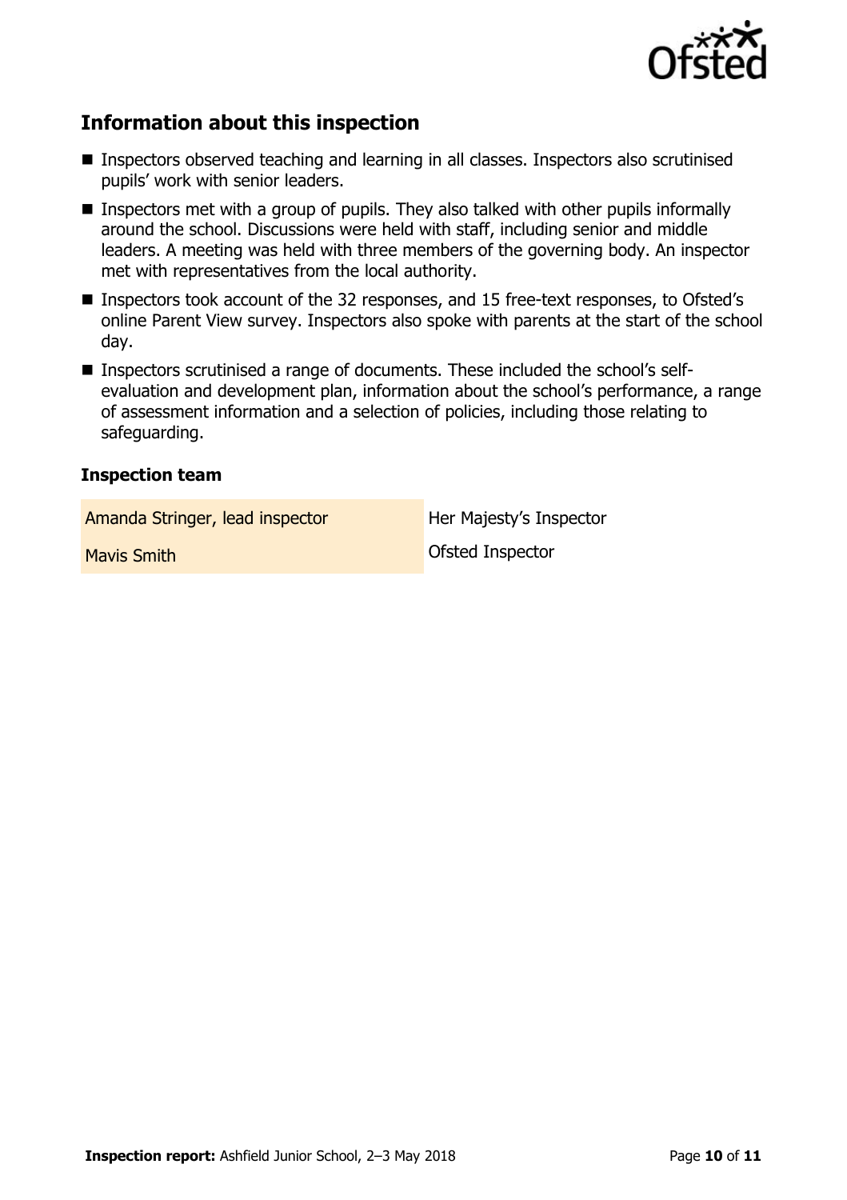## Information about this inspection

- Inspectors observed teaching and learning in all classes. Inspectors also scrutinised pupils' work with senior leaders.
- Inspectors met with a group of pupils. They also talked with other pupils informally around the school. Discussions were held with staff, including senior and middle leaders. A meeting was held with three members of the governing body. An inspector met with representatives from the local authority.
- Inspectors took account of the 32 responses, and 15 free-text responses, to Ofsted's online Parent View survey. Inspectors also spoke with parents at the start of the school day.
- Inspectors scrutinised a range of documents. These included the school's self-evaluation and development plan, information about the school's performance, a range of assessment information and a selection of policies, including those relating to safeguarding.

### Inspection team

| | |
|---|---|
| Amanda Stringer, lead inspector | Her Majesty's Inspector |
| Mavis Smith | Ofsted Inspector |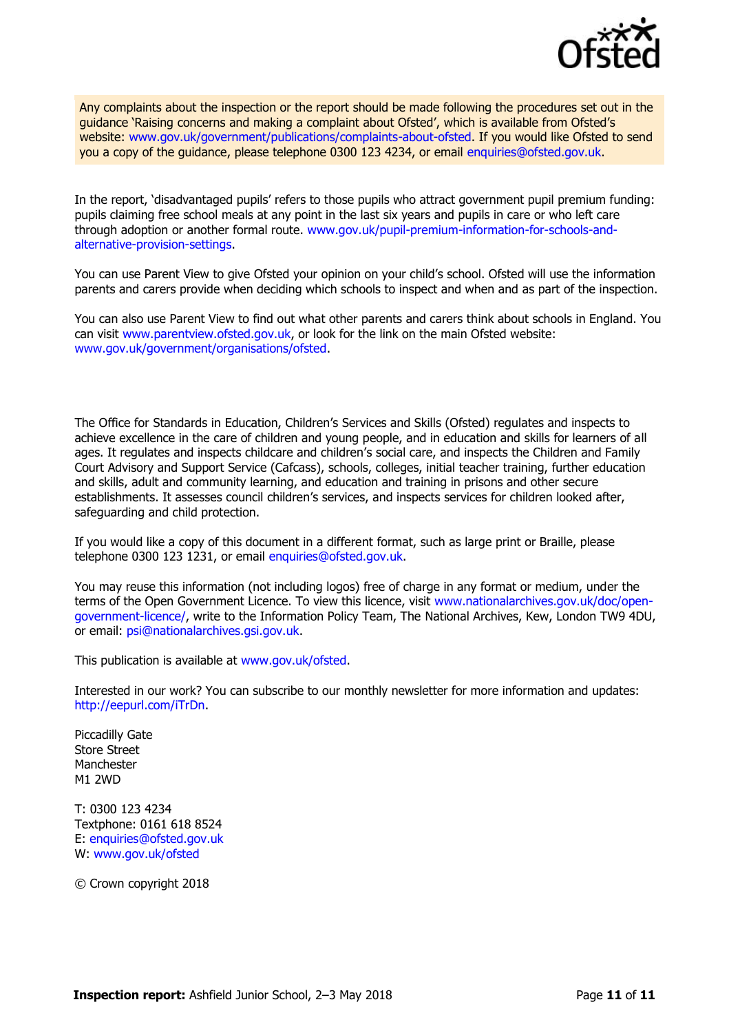Any complaints about the inspection or the report should be made following the procedures set out in the guidance 'Raising concerns and making a complaint about Ofsted', which is available from Ofsted's website: www.gov.uk/government/publications/complaints-about-ofsted. If you would like Ofsted to send you a copy of the guidance, please telephone 0300 123 4234, or email enquiries@ofsted.gov.uk.

In the report, 'disadvantaged pupils' refers to those pupils who attract government pupil premium funding: pupils claiming free school meals at any point in the last six years and pupils in care or who left care through adoption or another formal route. www.gov.uk/pupil-premium-information-for-schools-and-alternative-provision-settings.

You can use Parent View to give Ofsted your opinion on your child's school. Ofsted will use the information parents and carers provide when deciding which schools to inspect and when and as part of the inspection.

You can also use Parent View to find out what other parents and carers think about schools in England. You can visit www.parentview.ofsted.gov.uk, or look for the link on the main Ofsted website: www.gov.uk/government/organisations/ofsted.

The Office for Standards in Education, Children's Services and Skills (Ofsted) regulates and inspects to achieve excellence in the care of children and young people, and in education and skills for learners of all ages. It regulates and inspects childcare and children's social care, and inspects the Children and Family Court Advisory and Support Service (Cafcass), schools, colleges, initial teacher training, further education and skills, adult and community learning, and education and training in prisons and other secure establishments. It assesses council children's services, and inspects services for children looked after, safeguarding and child protection.

If you would like a copy of this document in a different format, such as large print or Braille, please telephone 0300 123 1231, or email enquiries@ofsted.gov.uk.

You may reuse this information (not including logos) free of charge in any format or medium, under the terms of the Open Government Licence. To view this licence, visit www.nationalarchives.gov.uk/doc/open-government-licence/, write to the Information Policy Team, The National Archives, Kew, London TW9 4DU, or email: psi@nationalarchives.gsi.gov.uk.

This publication is available at www.gov.uk/ofsted.

Interested in our work? You can subscribe to our monthly newsletter for more information and updates: http://eepurl.com/iTrDn.

Piccadilly Gate  
Store Street  
Manchester  
M1 2WD

T: 0300 123 4234  
Textphone: 0161 618 8524  
E: enquiries@ofsted.gov.uk  
W: www.gov.uk/ofsted

© Crown copyright 2018